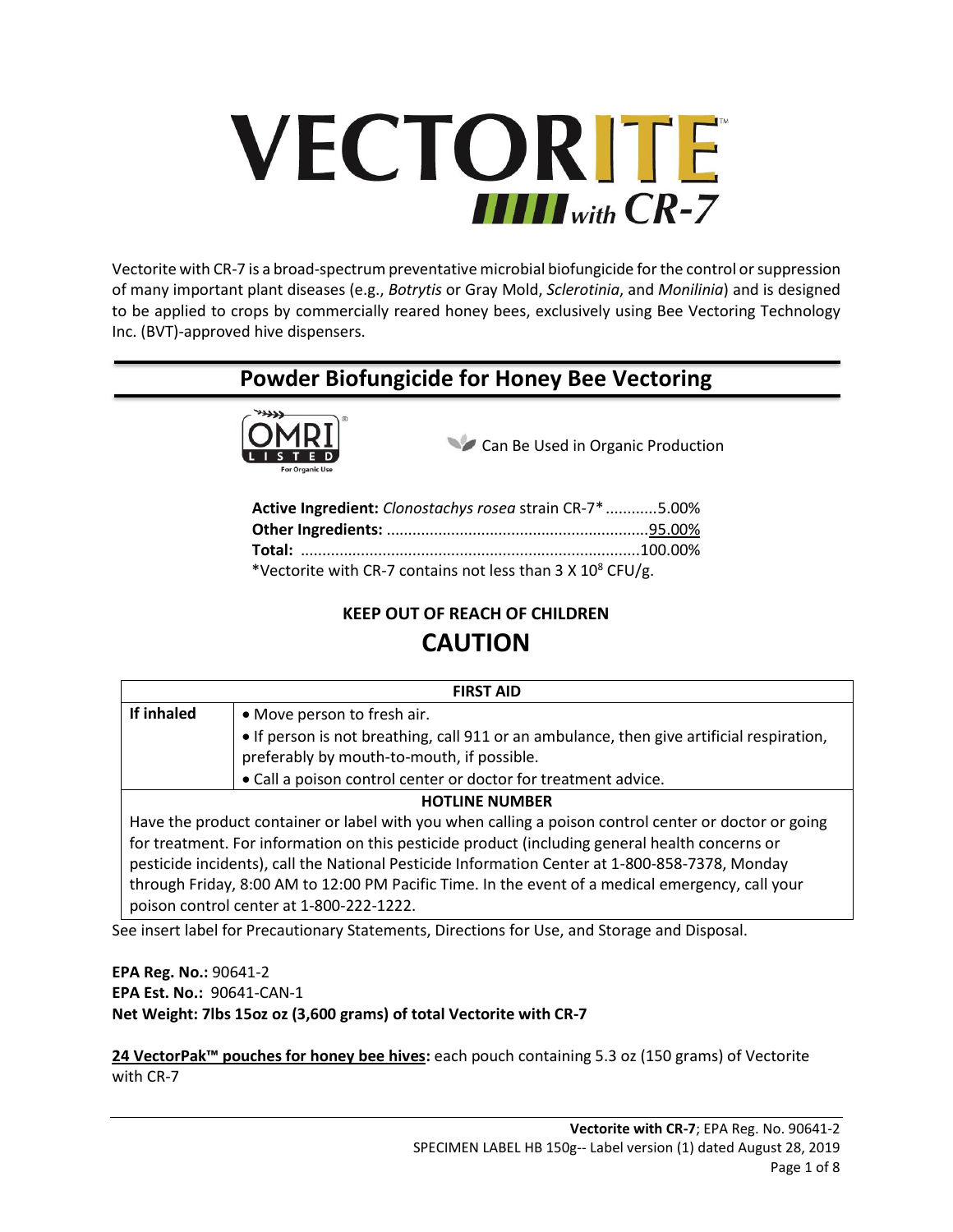# VECTORITE™ with CR-7

Vectorite with CR-7 is a broad-spectrum preventative microbial biofungicide for the control or suppression of many important plant diseases (e.g., *Botrytis* or Gray Mold, *Sclerotinia*, and *Monilinia*) and is designed to be applied to crops by commercially reared honey bees, exclusively using Bee Vectoring Technology Inc. (BVT)-approved hive dispensers.

## Powder Biofungicide for Honey Bee Vectoring

OMRI® LISTED For Organic Use

Can Be Used in Organic Production

**Active Ingredient:** *Clonostachys rosea* strain CR-7* ............5.00%
**Other Ingredients:** ............................................................95.00%
**Total:** ..............................................................................100.00%
*Vectorite with CR-7 contains not less than 3 X $10^8$ CFU/g.

**KEEP OUT OF REACH OF CHILDREN**

## CAUTION

| FIRST AID | |
|---|---|
| **If inhaled** | • Move person to fresh air.<br>• If person is not breathing, call 911 or an ambulance, then give artificial respiration, preferably by mouth-to-mouth, if possible.<br>• Call a poison control center or doctor for treatment advice. |
| **HOTLINE NUMBER** | |
| Have the product container or label with you when calling a poison control center or doctor or going for treatment. For information on this pesticide product (including general health concerns or pesticide incidents), call the National Pesticide Information Center at 1-800-858-7378, Monday through Friday, 8:00 AM to 12:00 PM Pacific Time. In the event of a medical emergency, call your poison control center at 1-800-222-1222. | |

See insert label for Precautionary Statements, Directions for Use, and Storage and Disposal.

**EPA Reg. No.:** 90641-2
**EPA Est. No.:** 90641-CAN-1
**Net Weight: 7lbs 15oz oz (3,600 grams) of total Vectorite with CR-7**

**24 VectorPak™ pouches for honey bee hives:** each pouch containing 5.3 oz (150 grams) of Vectorite with CR-7

**Vectorite with CR-7**; EPA Reg. No. 90641-2
SPECIMEN LABEL HB 150g-- Label version (1) dated August 28, 2019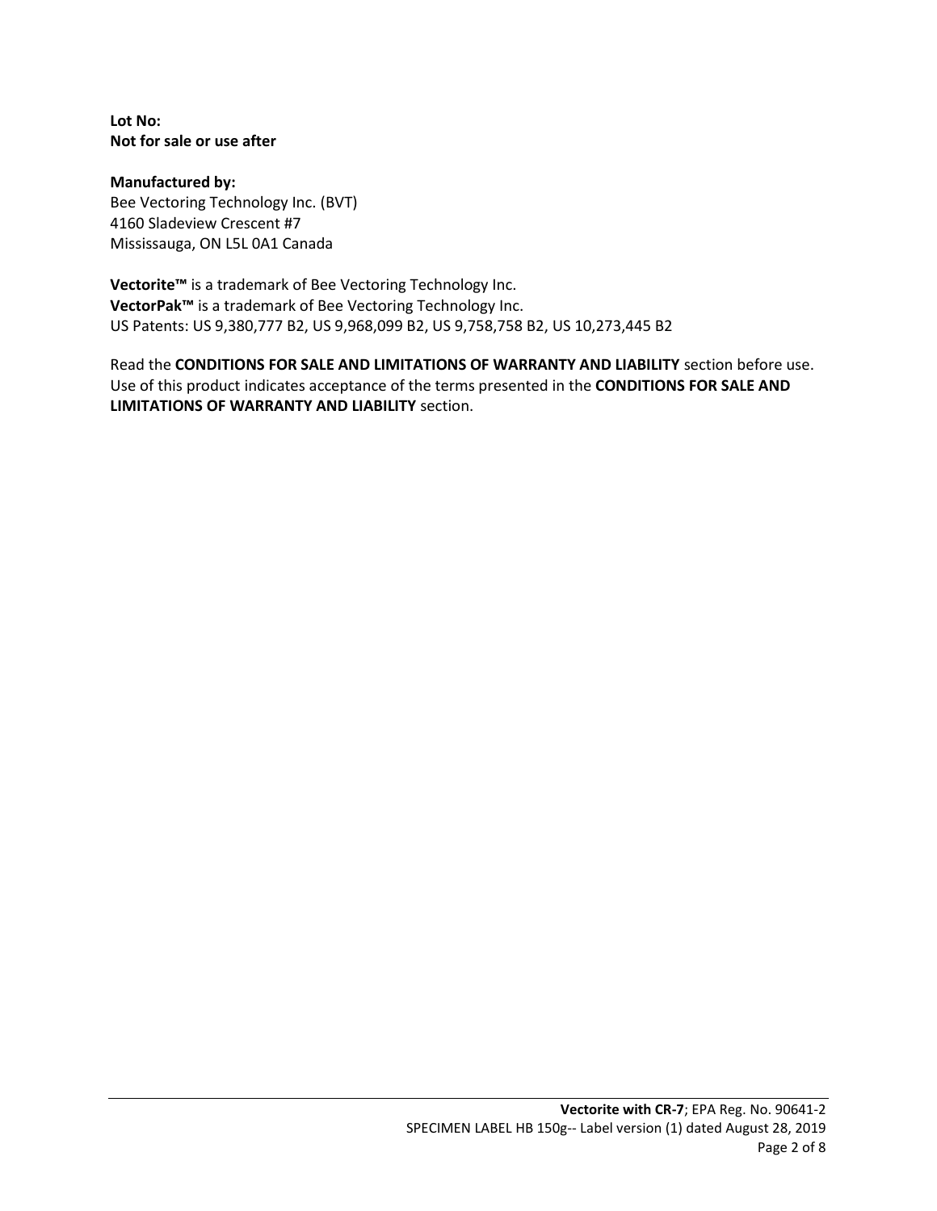**Lot No:**
**Not for sale or use after**

**Manufactured by:**
Bee Vectoring Technology Inc. (BVT)
4160 Sladeview Crescent #7
Mississauga, ON L5L 0A1 Canada

**Vectorite™** is a trademark of Bee Vectoring Technology Inc.
**VectorPak™** is a trademark of Bee Vectoring Technology Inc.
US Patents: US 9,380,777 B2, US 9,968,099 B2, US 9,758,758 B2, US 10,273,445 B2

Read the **CONDITIONS FOR SALE AND LIMITATIONS OF WARRANTY AND LIABILITY** section before use. Use of this product indicates acceptance of the terms presented in the **CONDITIONS FOR SALE AND LIMITATIONS OF WARRANTY AND LIABILITY** section.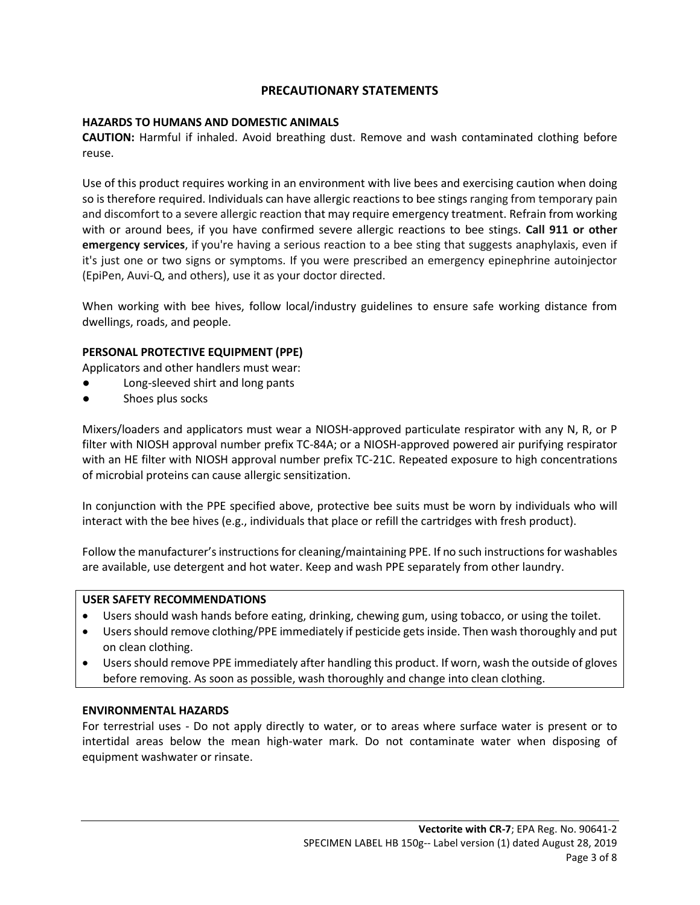## PRECAUTIONARY STATEMENTS

### HAZARDS TO HUMANS AND DOMESTIC ANIMALS

**CAUTION:** Harmful if inhaled. Avoid breathing dust. Remove and wash contaminated clothing before reuse.

Use of this product requires working in an environment with live bees and exercising caution when doing so is therefore required. Individuals can have allergic reactions to bee stings ranging from temporary pain and discomfort to a severe allergic reaction that may require emergency treatment. Refrain from working with or around bees, if you have confirmed severe allergic reactions to bee stings. **Call 911 or other emergency services**, if you're having a serious reaction to a bee sting that suggests anaphylaxis, even if it's just one or two signs or symptoms. If you were prescribed an emergency epinephrine autoinjector (EpiPen, Auvi-Q, and others), use it as your doctor directed.

When working with bee hives, follow local/industry guidelines to ensure safe working distance from dwellings, roads, and people.

### PERSONAL PROTECTIVE EQUIPMENT (PPE)

Applicators and other handlers must wear:

- Long-sleeved shirt and long pants
- Shoes plus socks

Mixers/loaders and applicators must wear a NIOSH-approved particulate respirator with any N, R, or P filter with NIOSH approval number prefix TC-84A; or a NIOSH-approved powered air purifying respirator with an HE filter with NIOSH approval number prefix TC-21C. Repeated exposure to high concentrations of microbial proteins can cause allergic sensitization.

In conjunction with the PPE specified above, protective bee suits must be worn by individuals who will interact with the bee hives (e.g., individuals that place or refill the cartridges with fresh product).

Follow the manufacturer's instructions for cleaning/maintaining PPE. If no such instructions for washables are available, use detergent and hot water. Keep and wash PPE separately from other laundry.

### USER SAFETY RECOMMENDATIONS

- Users should wash hands before eating, drinking, chewing gum, using tobacco, or using the toilet.
- Users should remove clothing/PPE immediately if pesticide gets inside. Then wash thoroughly and put on clean clothing.
- Users should remove PPE immediately after handling this product. If worn, wash the outside of gloves before removing. As soon as possible, wash thoroughly and change into clean clothing.

### ENVIRONMENTAL HAZARDS

For terrestrial uses - Do not apply directly to water, or to areas where surface water is present or to intertidal areas below the mean high-water mark. Do not contaminate water when disposing of equipment washwater or rinsate.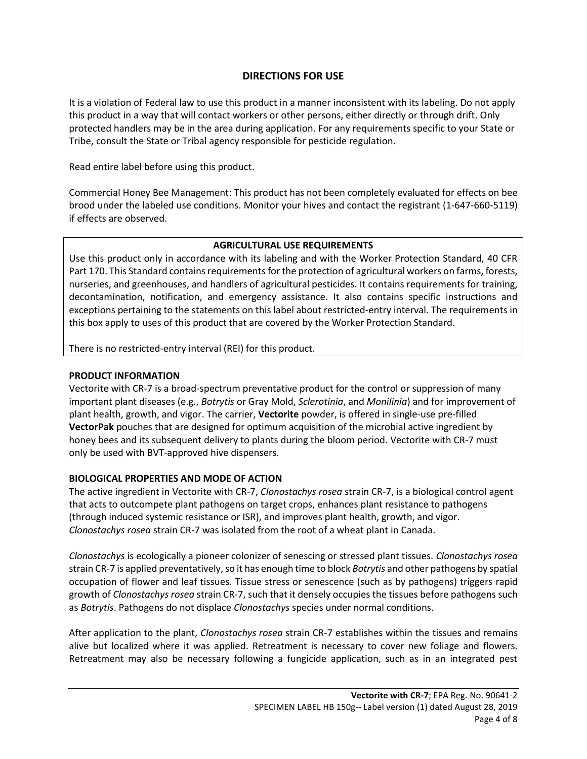## DIRECTIONS FOR USE

It is a violation of Federal law to use this product in a manner inconsistent with its labeling. Do not apply this product in a way that will contact workers or other persons, either directly or through drift. Only protected handlers may be in the area during application. For any requirements specific to your State or Tribe, consult the State or Tribal agency responsible for pesticide regulation.

Read entire label before using this product.

Commercial Honey Bee Management: This product has not been completely evaluated for effects on bee brood under the labeled use conditions. Monitor your hives and contact the registrant (1-647-660-5119) if effects are observed.

### AGRICULTURAL USE REQUIREMENTS

Use this product only in accordance with its labeling and with the Worker Protection Standard, 40 CFR Part 170. This Standard contains requirements for the protection of agricultural workers on farms, forests, nurseries, and greenhouses, and handlers of agricultural pesticides. It contains requirements for training, decontamination, notification, and emergency assistance. It also contains specific instructions and exceptions pertaining to the statements on this label about restricted-entry interval. The requirements in this box apply to uses of this product that are covered by the Worker Protection Standard.

There is no restricted-entry interval (REI) for this product.

### PRODUCT INFORMATION

Vectorite with CR-7 is a broad-spectrum preventative product for the control or suppression of many important plant diseases (e.g., *Botrytis* or Gray Mold, *Sclerotinia*, and *Monilinia*) and for improvement of plant health, growth, and vigor. The carrier, **Vectorite** powder, is offered in single-use pre-filled **VectorPak** pouches that are designed for optimum acquisition of the microbial active ingredient by honey bees and its subsequent delivery to plants during the bloom period. Vectorite with CR-7 must only be used with BVT-approved hive dispensers.

### BIOLOGICAL PROPERTIES AND MODE OF ACTION

The active ingredient in Vectorite with CR-7, *Clonostachys rosea* strain CR-7, is a biological control agent that acts to outcompete plant pathogens on target crops, enhances plant resistance to pathogens (through induced systemic resistance or ISR), and improves plant health, growth, and vigor. *Clonostachys rosea* strain CR-7 was isolated from the root of a wheat plant in Canada.

*Clonostachys* is ecologically a pioneer colonizer of senescing or stressed plant tissues. *Clonostachys rosea* strain CR-7 is applied preventatively, so it has enough time to block *Botrytis* and other pathogens by spatial occupation of flower and leaf tissues. Tissue stress or senescence (such as by pathogens) triggers rapid growth of *Clonostachys rosea* strain CR-7, such that it densely occupies the tissues before pathogens such as *Botrytis*. Pathogens do not displace *Clonostachys* species under normal conditions.

After application to the plant, *Clonostachys rosea* strain CR-7 establishes within the tissues and remains alive but localized where it was applied. Retreatment is necessary to cover new foliage and flowers. Retreatment may also be necessary following a fungicide application, such as in an integrated pest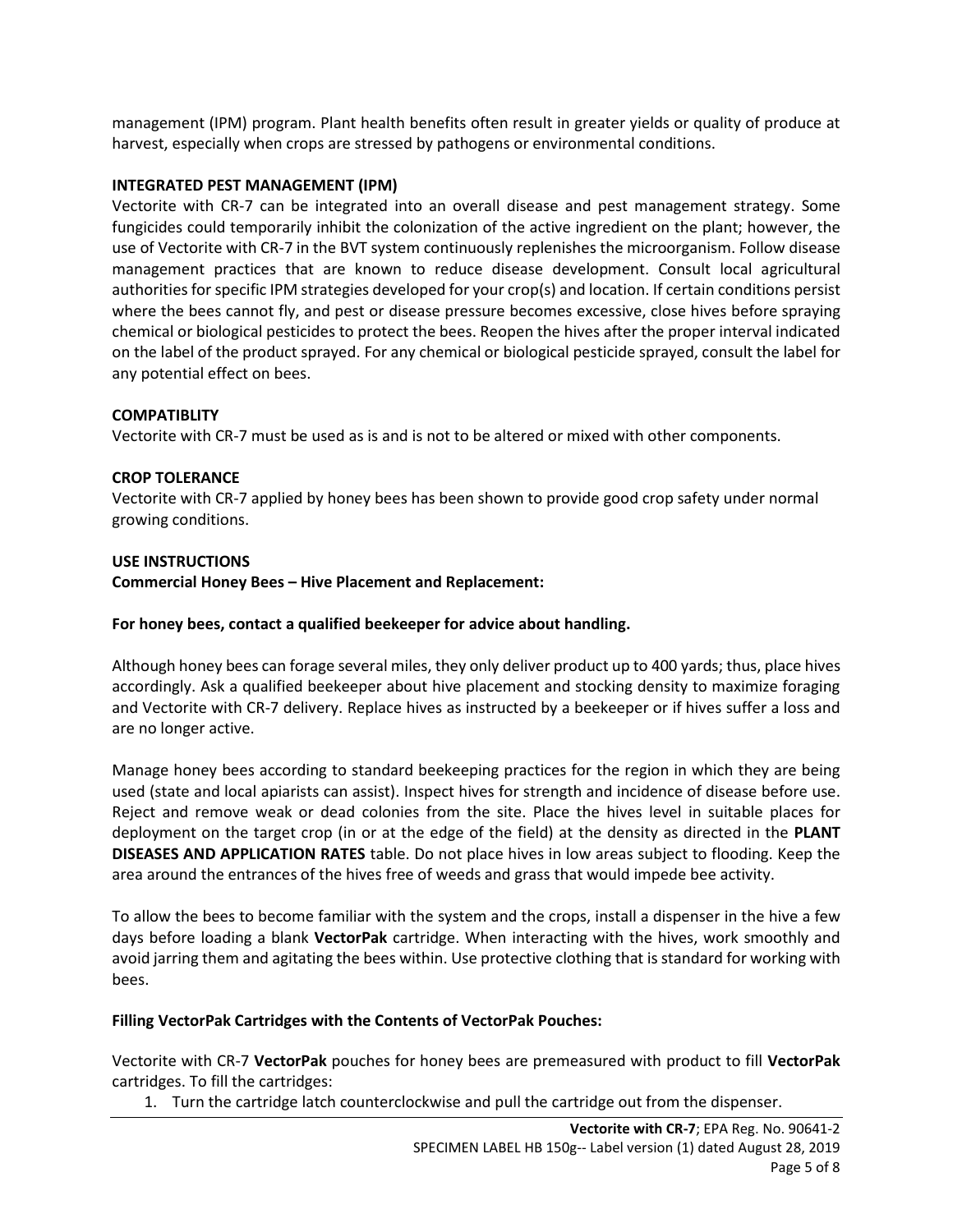management (IPM) program. Plant health benefits often result in greater yields or quality of produce at harvest, especially when crops are stressed by pathogens or environmental conditions.

**INTEGRATED PEST MANAGEMENT (IPM)**

Vectorite with CR-7 can be integrated into an overall disease and pest management strategy. Some fungicides could temporarily inhibit the colonization of the active ingredient on the plant; however, the use of Vectorite with CR-7 in the BVT system continuously replenishes the microorganism. Follow disease management practices that are known to reduce disease development. Consult local agricultural authorities for specific IPM strategies developed for your crop(s) and location. If certain conditions persist where the bees cannot fly, and pest or disease pressure becomes excessive, close hives before spraying chemical or biological pesticides to protect the bees. Reopen the hives after the proper interval indicated on the label of the product sprayed. For any chemical or biological pesticide sprayed, consult the label for any potential effect on bees.

**COMPATIBLITY**

Vectorite with CR-7 must be used as is and is not to be altered or mixed with other components.

**CROP TOLERANCE**

Vectorite with CR-7 applied by honey bees has been shown to provide good crop safety under normal growing conditions.

**USE INSTRUCTIONS**

**Commercial Honey Bees – Hive Placement and Replacement:**

**For honey bees, contact a qualified beekeeper for advice about handling.**

Although honey bees can forage several miles, they only deliver product up to 400 yards; thus, place hives accordingly. Ask a qualified beekeeper about hive placement and stocking density to maximize foraging and Vectorite with CR-7 delivery. Replace hives as instructed by a beekeeper or if hives suffer a loss and are no longer active.

Manage honey bees according to standard beekeeping practices for the region in which they are being used (state and local apiarists can assist). Inspect hives for strength and incidence of disease before use. Reject and remove weak or dead colonies from the site. Place the hives level in suitable places for deployment on the target crop (in or at the edge of the field) at the density as directed in the **PLANT DISEASES AND APPLICATION RATES** table. Do not place hives in low areas subject to flooding. Keep the area around the entrances of the hives free of weeds and grass that would impede bee activity.

To allow the bees to become familiar with the system and the crops, install a dispenser in the hive a few days before loading a blank **VectorPak** cartridge. When interacting with the hives, work smoothly and avoid jarring them and agitating the bees within. Use protective clothing that is standard for working with bees.

**Filling VectorPak Cartridges with the Contents of VectorPak Pouches:**

Vectorite with CR-7 **VectorPak** pouches for honey bees are premeasured with product to fill **VectorPak** cartridges. To fill the cartridges:

1. Turn the cartridge latch counterclockwise and pull the cartridge out from the dispenser.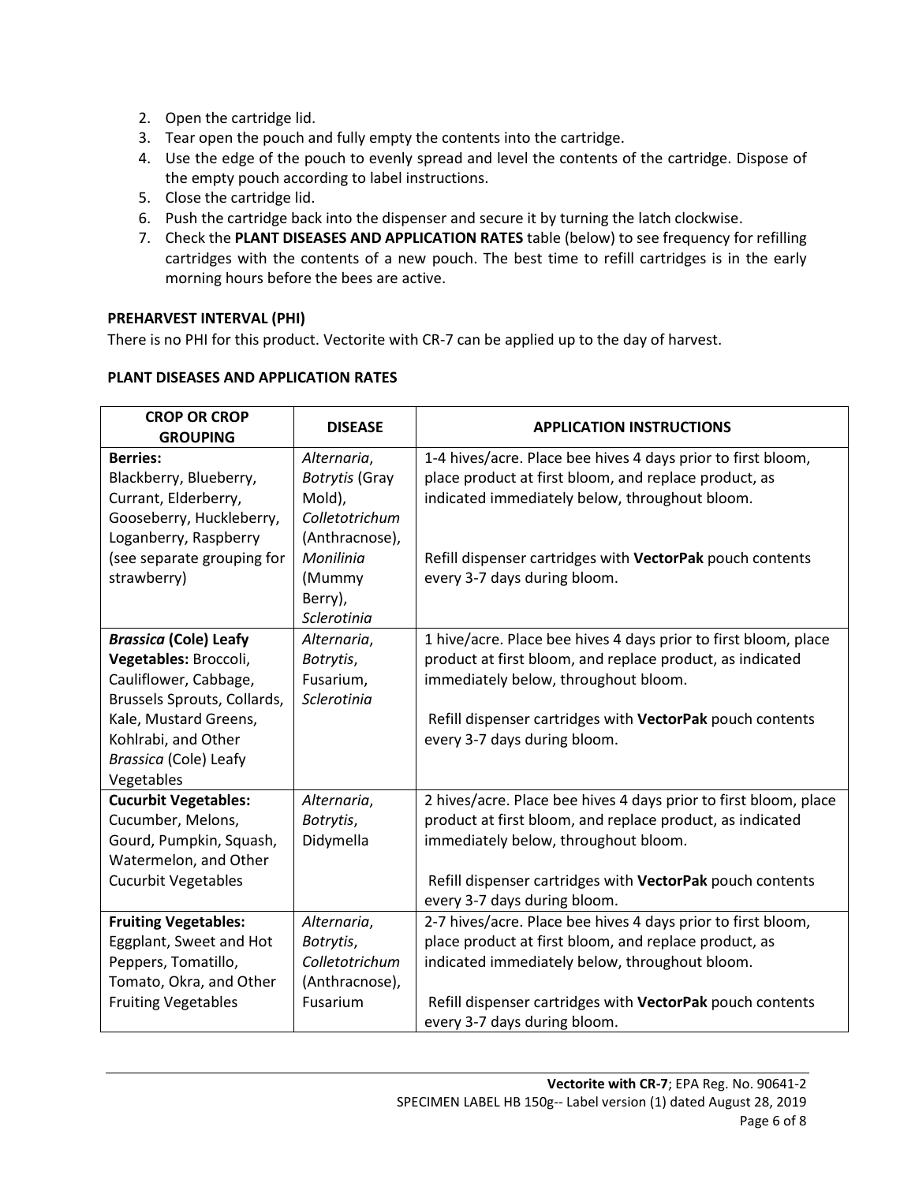2. Open the cartridge lid.
3. Tear open the pouch and fully empty the contents into the cartridge.
4. Use the edge of the pouch to evenly spread and level the contents of the cartridge. Dispose of the empty pouch according to label instructions.
5. Close the cartridge lid.
6. Push the cartridge back into the dispenser and secure it by turning the latch clockwise.
7. Check the **PLANT DISEASES AND APPLICATION RATES** table (below) to see frequency for refilling cartridges with the contents of a new pouch. The best time to refill cartridges is in the early morning hours before the bees are active.

**PREHARVEST INTERVAL (PHI)**

There is no PHI for this product. Vectorite with CR-7 can be applied up to the day of harvest.

**PLANT DISEASES AND APPLICATION RATES**

| CROP OR CROP GROUPING | DISEASE | APPLICATION INSTRUCTIONS |
|---|---|---|
| **Berries:** Blackberry, Blueberry, Currant, Elderberry, Gooseberry, Huckleberry, Loganberry, Raspberry (see separate grouping for strawberry) | *Alternaria*, *Botrytis* (Gray Mold), *Colletotrichum* (Anthracnose), *Monilinia* (Mummy Berry), *Sclerotinia* | 1-4 hives/acre. Place bee hives 4 days prior to first bloom, place product at first bloom, and replace product, as indicated immediately below, throughout bloom.<br><br>Refill dispenser cartridges with **VectorPak** pouch contents every 3-7 days during bloom. |
| ***Brassica* (Cole) Leafy Vegetables:** Broccoli, Cauliflower, Cabbage, Brussels Sprouts, Collards, Kale, Mustard Greens, Kohlrabi, and Other *Brassica* (Cole) Leafy Vegetables | *Alternaria*, *Botrytis*, Fusarium, *Sclerotinia* | 1 hive/acre. Place bee hives 4 days prior to first bloom, place product at first bloom, and replace product, as indicated immediately below, throughout bloom.<br><br>Refill dispenser cartridges with **VectorPak** pouch contents every 3-7 days during bloom. |
| **Cucurbit Vegetables:** Cucumber, Melons, Gourd, Pumpkin, Squash, Watermelon, and Other Cucurbit Vegetables | *Alternaria*, *Botrytis*, Didymella | 2 hives/acre. Place bee hives 4 days prior to first bloom, place product at first bloom, and replace product, as indicated immediately below, throughout bloom.<br><br>Refill dispenser cartridges with **VectorPak** pouch contents every 3-7 days during bloom. |
| **Fruiting Vegetables:** Eggplant, Sweet and Hot Peppers, Tomatillo, Tomato, Okra, and Other Fruiting Vegetables | *Alternaria*, *Botrytis*, *Colletotrichum* (Anthracnose), Fusarium | 2-7 hives/acre. Place bee hives 4 days prior to first bloom, place product at first bloom, and replace product, as indicated immediately below, throughout bloom.<br><br>Refill dispenser cartridges with **VectorPak** pouch contents every 3-7 days during bloom. |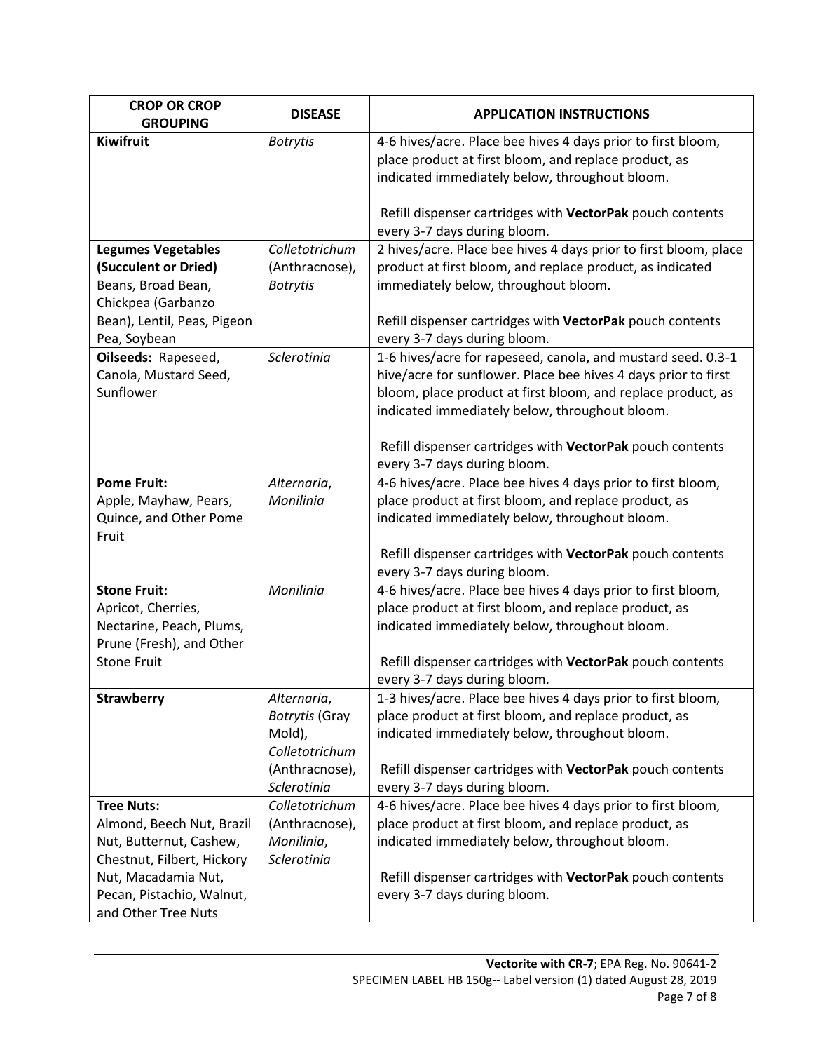| CROP OR CROP GROUPING | DISEASE | APPLICATION INSTRUCTIONS |
|---|---|---|
| **Kiwifruit** | *Botrytis* | 4-6 hives/acre. Place bee hives 4 days prior to first bloom, place product at first bloom, and replace product, as indicated immediately below, throughout bloom.<br><br>Refill dispenser cartridges with **VectorPak** pouch contents every 3-7 days during bloom. |
| **Legumes Vegetables (Succulent or Dried)** Beans, Broad Bean, Chickpea (Garbanzo Bean), Lentil, Peas, Pigeon Pea, Soybean | *Colletotrichum* (Anthracnose), *Botrytis* | 2 hives/acre. Place bee hives 4 days prior to first bloom, place product at first bloom, and replace product, as indicated immediately below, throughout bloom.<br><br>Refill dispenser cartridges with **VectorPak** pouch contents every 3-7 days during bloom. |
| **Oilseeds:** Rapeseed, Canola, Mustard Seed, Sunflower | *Sclerotinia* | 1-6 hives/acre for rapeseed, canola, and mustard seed. 0.3-1 hive/acre for sunflower. Place bee hives 4 days prior to first bloom, place product at first bloom, and replace product, as indicated immediately below, throughout bloom.<br><br>Refill dispenser cartridges with **VectorPak** pouch contents every 3-7 days during bloom. |
| **Pome Fruit:** Apple, Mayhaw, Pears, Quince, and Other Pome Fruit | *Alternaria*, *Monilinia* | 4-6 hives/acre. Place bee hives 4 days prior to first bloom, place product at first bloom, and replace product, as indicated immediately below, throughout bloom.<br><br>Refill dispenser cartridges with **VectorPak** pouch contents every 3-7 days during bloom. |
| **Stone Fruit:** Apricot, Cherries, Nectarine, Peach, Plums, Prune (Fresh), and Other Stone Fruit | *Monilinia* | 4-6 hives/acre. Place bee hives 4 days prior to first bloom, place product at first bloom, and replace product, as indicated immediately below, throughout bloom.<br><br>Refill dispenser cartridges with **VectorPak** pouch contents every 3-7 days during bloom. |
| **Strawberry** | *Alternaria*, *Botrytis* (Gray Mold), *Colletotrichum* (Anthracnose), *Sclerotinia* | 1-3 hives/acre. Place bee hives 4 days prior to first bloom, place product at first bloom, and replace product, as indicated immediately below, throughout bloom.<br><br>Refill dispenser cartridges with **VectorPak** pouch contents every 3-7 days during bloom. |
| **Tree Nuts:** Almond, Beech Nut, Brazil Nut, Butternut, Cashew, Chestnut, Filbert, Hickory Nut, Macadamia Nut, Pecan, Pistachio, Walnut, and Other Tree Nuts | *Colletotrichum* (Anthracnose), *Monilinia*, *Sclerotinia* | 4-6 hives/acre. Place bee hives 4 days prior to first bloom, place product at first bloom, and replace product, as indicated immediately below, throughout bloom.<br><br>Refill dispenser cartridges with **VectorPak** pouch contents every 3-7 days during bloom. |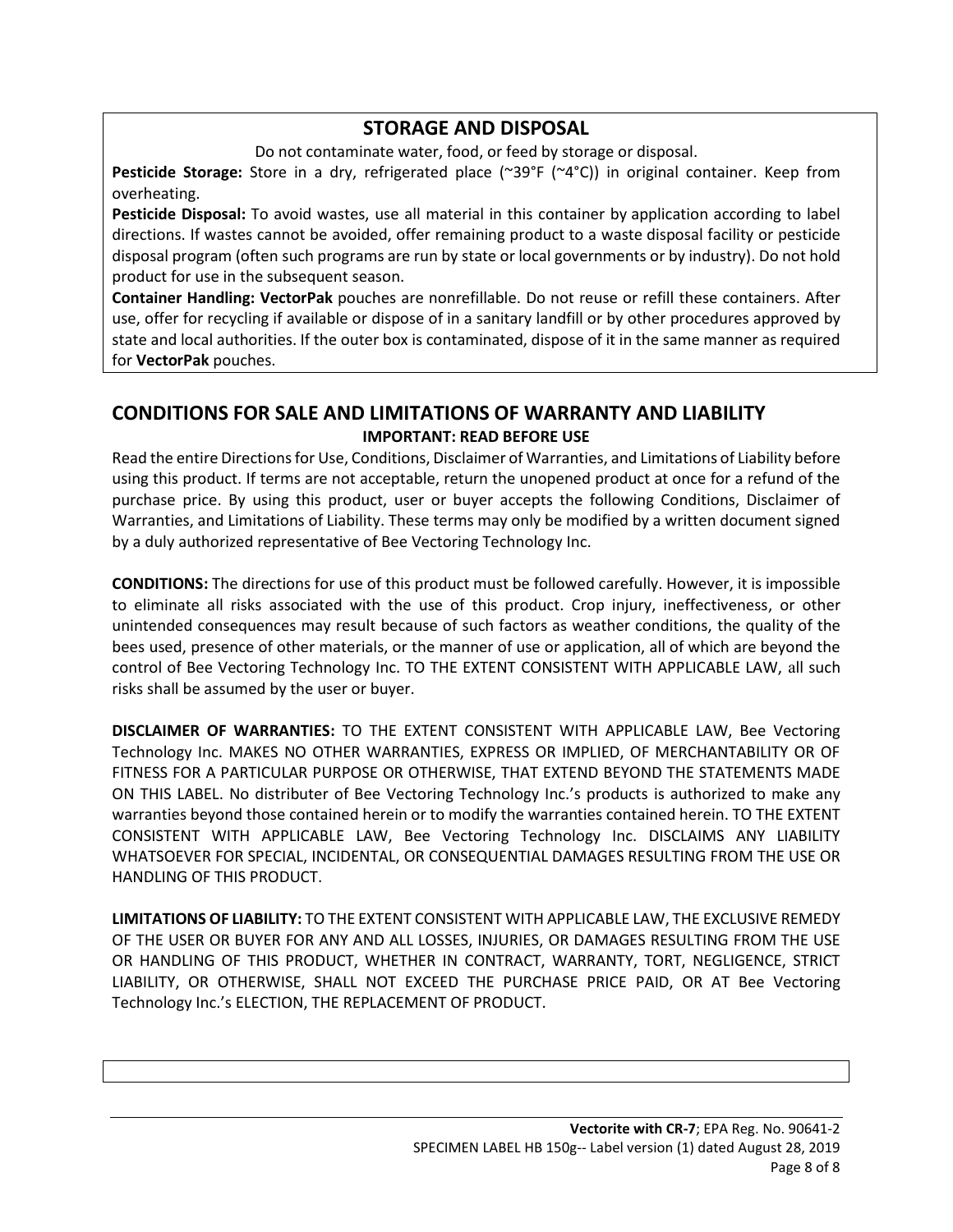## STORAGE AND DISPOSAL

Do not contaminate water, food, or feed by storage or disposal.

**Pesticide Storage:** Store in a dry, refrigerated place (~39°F (~4°C)) in original container. Keep from overheating.

**Pesticide Disposal:** To avoid wastes, use all material in this container by application according to label directions. If wastes cannot be avoided, offer remaining product to a waste disposal facility or pesticide disposal program (often such programs are run by state or local governments or by industry). Do not hold product for use in the subsequent season.

**Container Handling: VectorPak** pouches are nonrefillable. Do not reuse or refill these containers. After use, offer for recycling if available or dispose of in a sanitary landfill or by other procedures approved by state and local authorities. If the outer box is contaminated, dispose of it in the same manner as required for **VectorPak** pouches.

## CONDITIONS FOR SALE AND LIMITATIONS OF WARRANTY AND LIABILITY

**IMPORTANT: READ BEFORE USE**

Read the entire Directions for Use, Conditions, Disclaimer of Warranties, and Limitations of Liability before using this product. If terms are not acceptable, return the unopened product at once for a refund of the purchase price. By using this product, user or buyer accepts the following Conditions, Disclaimer of Warranties, and Limitations of Liability. These terms may only be modified by a written document signed by a duly authorized representative of Bee Vectoring Technology Inc.

**CONDITIONS:** The directions for use of this product must be followed carefully. However, it is impossible to eliminate all risks associated with the use of this product. Crop injury, ineffectiveness, or other unintended consequences may result because of such factors as weather conditions, the quality of the bees used, presence of other materials, or the manner of use or application, all of which are beyond the control of Bee Vectoring Technology Inc. TO THE EXTENT CONSISTENT WITH APPLICABLE LAW, all such risks shall be assumed by the user or buyer.

**DISCLAIMER OF WARRANTIES:** TO THE EXTENT CONSISTENT WITH APPLICABLE LAW, Bee Vectoring Technology Inc. MAKES NO OTHER WARRANTIES, EXPRESS OR IMPLIED, OF MERCHANTABILITY OR OF FITNESS FOR A PARTICULAR PURPOSE OR OTHERWISE, THAT EXTEND BEYOND THE STATEMENTS MADE ON THIS LABEL. No distributer of Bee Vectoring Technology Inc.'s products is authorized to make any warranties beyond those contained herein or to modify the warranties contained herein. TO THE EXTENT CONSISTENT WITH APPLICABLE LAW, Bee Vectoring Technology Inc. DISCLAIMS ANY LIABILITY WHATSOEVER FOR SPECIAL, INCIDENTAL, OR CONSEQUENTIAL DAMAGES RESULTING FROM THE USE OR HANDLING OF THIS PRODUCT.

**LIMITATIONS OF LIABILITY:** TO THE EXTENT CONSISTENT WITH APPLICABLE LAW, THE EXCLUSIVE REMEDY OF THE USER OR BUYER FOR ANY AND ALL LOSSES, INJURIES, OR DAMAGES RESULTING FROM THE USE OR HANDLING OF THIS PRODUCT, WHETHER IN CONTRACT, WARRANTY, TORT, NEGLIGENCE, STRICT LIABILITY, OR OTHERWISE, SHALL NOT EXCEED THE PURCHASE PRICE PAID, OR AT Bee Vectoring Technology Inc.'s ELECTION, THE REPLACEMENT OF PRODUCT.